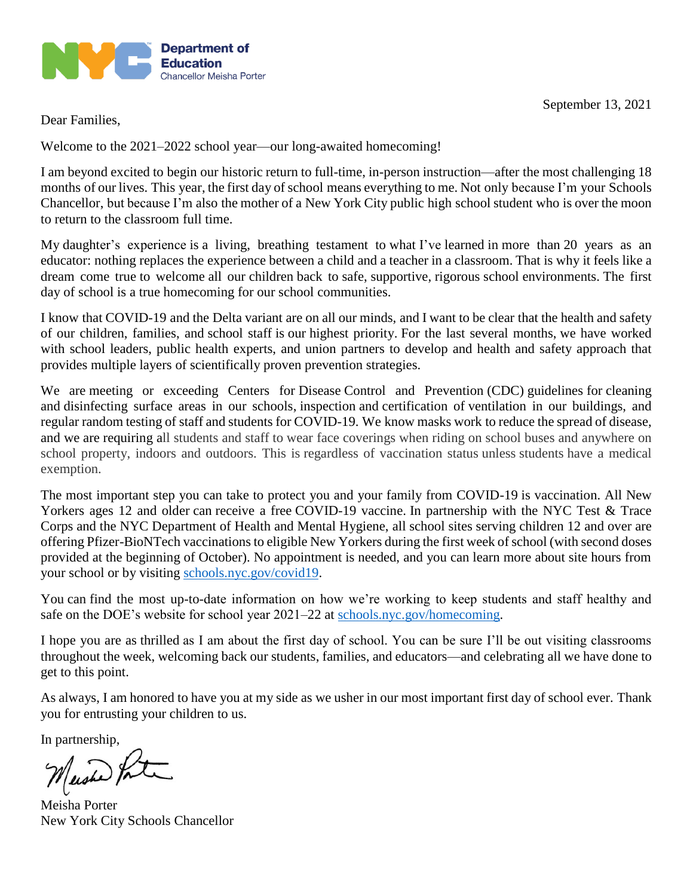**Department of Education**
Chancellor Meisha Porter

September 13, 2021

Dear Families,

Welcome to the 2021–2022 school year—our long-awaited homecoming!

I am beyond excited to begin our historic return to full-time, in-person instruction—after the most challenging 18 months of our lives. This year, the first day of school means everything to me. Not only because I'm your Schools Chancellor, but because I'm also the mother of a New York City public high school student who is over the moon to return to the classroom full time.

My daughter's experience is a living, breathing testament to what I've learned in more than 20 years as an educator: nothing replaces the experience between a child and a teacher in a classroom. That is why it feels like a dream come true to welcome all our children back to safe, supportive, rigorous school environments. The first day of school is a true homecoming for our school communities.

I know that COVID-19 and the Delta variant are on all our minds, and I want to be clear that the health and safety of our children, families, and school staff is our highest priority. For the last several months, we have worked with school leaders, public health experts, and union partners to develop and health and safety approach that provides multiple layers of scientifically proven prevention strategies.

We are meeting or exceeding Centers for Disease Control and Prevention (CDC) guidelines for cleaning and disinfecting surface areas in our schools, inspection and certification of ventilation in our buildings, and regular random testing of staff and students for COVID-19. We know masks work to reduce the spread of disease, and we are requiring all students and staff to wear face coverings when riding on school buses and anywhere on school property, indoors and outdoors. This is regardless of vaccination status unless students have a medical exemption.

The most important step you can take to protect you and your family from COVID-19 is vaccination. All New Yorkers ages 12 and older can receive a free COVID-19 vaccine. In partnership with the NYC Test & Trace Corps and the NYC Department of Health and Mental Hygiene, all school sites serving children 12 and over are offering Pfizer-BioNTech vaccinations to eligible New Yorkers during the first week of school (with second doses provided at the beginning of October). No appointment is needed, and you can learn more about site hours from your school or by visiting [schools.nyc.gov/covid19](schools.nyc.gov/covid19).

You can find the most up-to-date information on how we're working to keep students and staff healthy and safe on the DOE's website for school year 2021–22 at [schools.nyc.gov/homecoming](schools.nyc.gov/homecoming).

I hope you are as thrilled as I am about the first day of school. You can be sure I'll be out visiting classrooms throughout the week, welcoming back our students, families, and educators—and celebrating all we have done to get to this point.

As always, I am honored to have you at my side as we usher in our most important first day of school ever. Thank you for entrusting your children to us.

In partnership,

Meisha Porter
New York City Schools Chancellor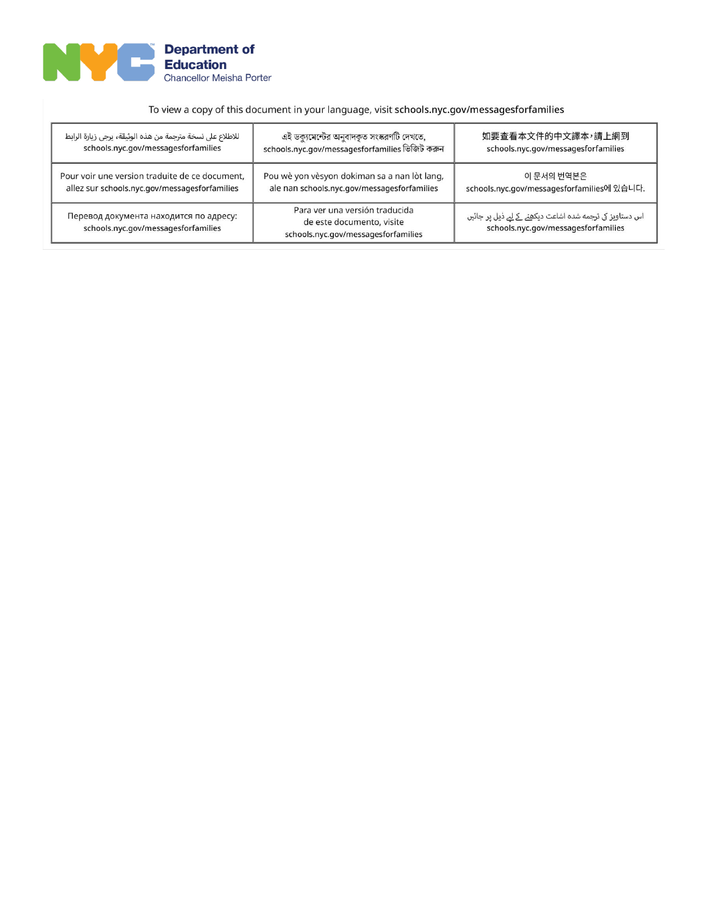Department of Education
Chancellor Meisha Porter

To view a copy of this document in your language, visit **schools.nyc.gov/messagesforfamilies**

| | | |
|---|---|---|
| للاطلاع على نسخة مترجمة من هذه الوثيقة، يرجى زيارة الرابط schools.nyc.gov/messagesforfamilies | এই ডক্যুমেন্টের অনুবাদকৃত সংস্করণটি দেখতে, schools.nyc.gov/messagesforfamilies ভিজিট করুন | 如要查看本文件的中文譯本，請上網到 schools.nyc.gov/messagesforfamilies |
| Pour voir une version traduite de ce document, allez sur schools.nyc.gov/messagesforfamilies | Pou wè yon vèsyon dokiman sa a nan lòt lang, ale nan schools.nyc.gov/messagesforfamilies | 이 문서의 번역본은 schools.nyc.gov/messagesforfamilies에 있습니다. |
| Перевод документа находится по адресу: schools.nyc.gov/messagesforfamilies | Para ver una versión traducida de este documento, visite schools.nyc.gov/messagesforfamilies | اس دستاویز کی ترجمہ شدہ اشاعت دیکھنے کے لیے ذیل پر جائیں schools.nyc.gov/messagesforfamilies |